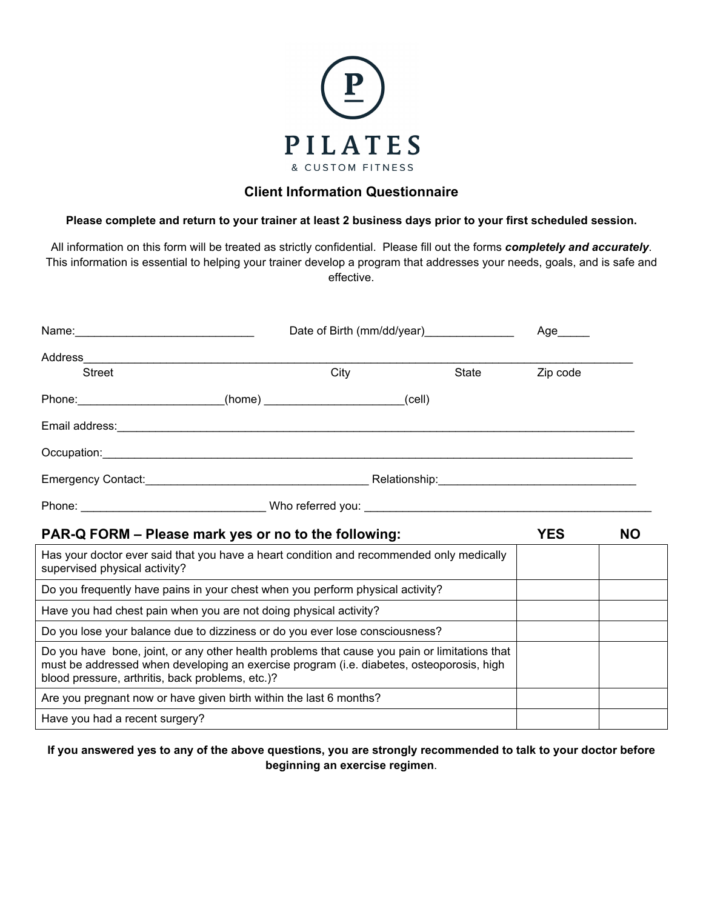PILATES

& CUSTOM FITNESS

## Client Information Questionnaire

**Please complete and return to your trainer at least 2 business days prior to your first scheduled session.**

All information on this form will be treated as strictly confidential. Please fill out the forms ***completely and accurately***. This information is essential to helping your trainer develop a program that addresses your needs, goals, and is safe and effective.

Name:____________________________ Date of Birth (mm/dd/year)______________ Age_____

Address_______________________________________________________________________________________

Street City State Zip code

Phone:______________________(home) _____________________(cell)

Email address:__________________________________________________________________________________

Occupation:_____________________________________________________________________________________

Emergency Contact:__________________________________ Relationship:______________________________

Phone: _____________________________ Who referred you: _____________________________________________

### PAR-Q FORM – Please mark yes or no to the following:

| | YES | NO |
|---|---|---|
| Has your doctor ever said that you have a heart condition and recommended only medically supervised physical activity? | | |
| Do you frequently have pains in your chest when you perform physical activity? | | |
| Have you had chest pain when you are not doing physical activity? | | |
| Do you lose your balance due to dizziness or do you ever lose consciousness? | | |
| Do you have bone, joint, or any other health problems that cause you pain or limitations that must be addressed when developing an exercise program (i.e. diabetes, osteoporosis, high blood pressure, arthritis, back problems, etc.)? | | |
| Are you pregnant now or have given birth within the last 6 months? | | |
| Have you had a recent surgery? | | |

**If you answered yes to any of the above questions, you are strongly recommended to talk to your doctor before beginning an exercise regimen**.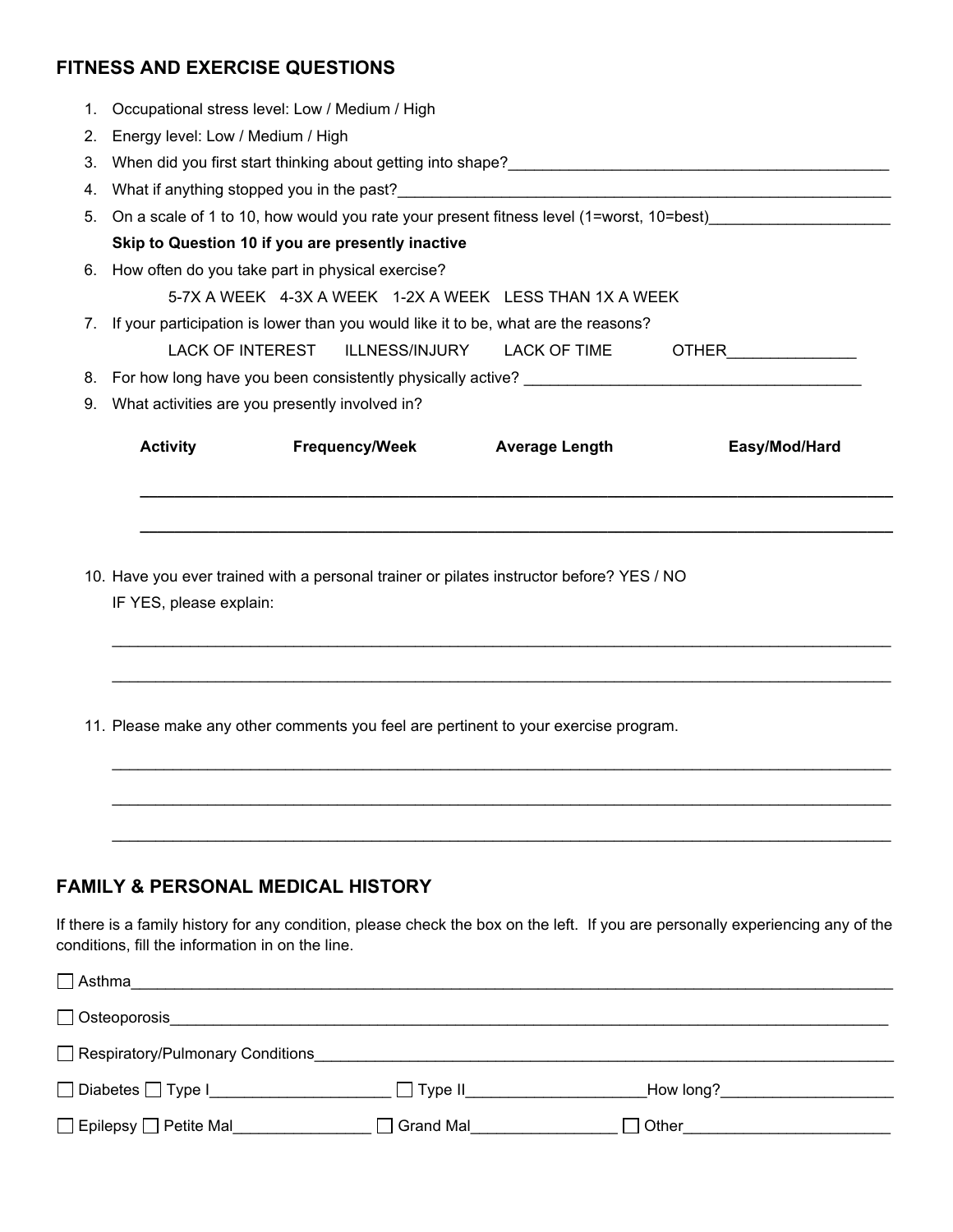## FITNESS AND EXERCISE QUESTIONS

1. Occupational stress level: Low / Medium / High
2. Energy level: Low / Medium / High
3. When did you first start thinking about getting into shape?_____________________________________________
4. What if anything stopped you in the past?____________________________________________________________
5. On a scale of 1 to 10, how would you rate your present fitness level (1=worst, 10=best)_____________________

   **Skip to Question 10 if you are presently inactive**

6. How often do you take part in physical exercise?

   5-7X A WEEK   4-3X A WEEK   1-2X A WEEK   LESS THAN 1X A WEEK

7. If your participation is lower than you would like it to be, what are the reasons?

   LACK OF INTEREST   ILLNESS/INJURY   LACK OF TIME   OTHER_______________

8. For how long have you been consistently physically active? ________________________________________
9. What activities are you presently involved in?

| Activity | Frequency/Week | Average Length | Easy/Mod/Hard |
|---|---|---|---|
| | | | |
| | | | |

10. Have you ever trained with a personal trainer or pilates instructor before? YES / NO

    IF YES, please explain:

    ___________________________________________________________________________________________

    ___________________________________________________________________________________________

11. Please make any other comments you feel are pertinent to your exercise program.

    ___________________________________________________________________________________________

    ___________________________________________________________________________________________

    ___________________________________________________________________________________________

## FAMILY & PERSONAL MEDICAL HISTORY

If there is a family history for any condition, please check the box on the left. If you are personally experiencing any of the conditions, fill the information in on the line.

☐ Asthma_________________________________________________________________________________________

☐ Osteoporosis____________________________________________________________________________________

☐ Respiratory/Pulmonary Conditions__________________________________________________________________

☐ Diabetes ☐ Type I____________________ ☐ Type II____________________How long?____________________

☐ Epilepsy ☐ Petite Mal_______________ ☐ Grand Mal________________ ☐ Other_______________________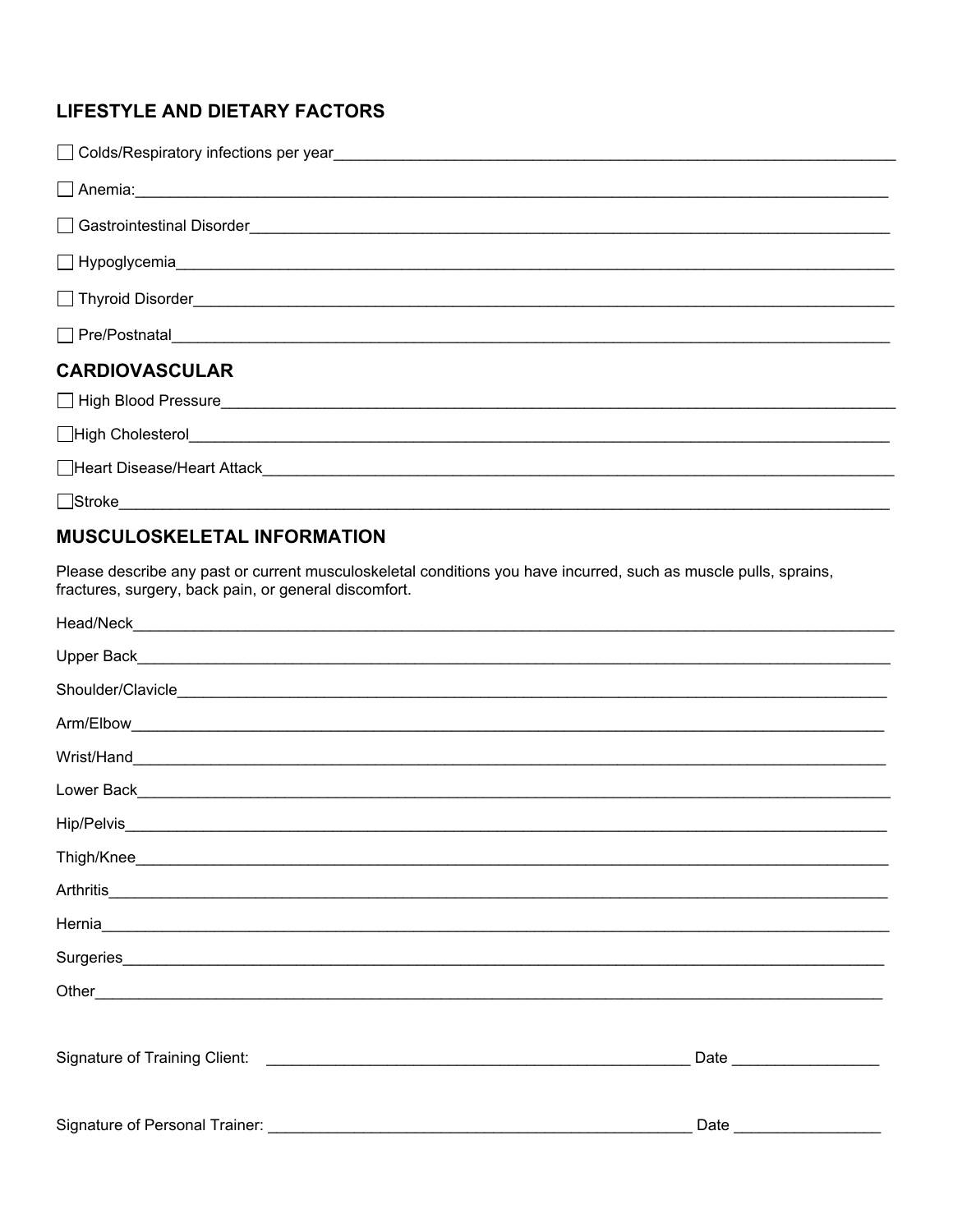## LIFESTYLE AND DIETARY FACTORS

☐ Colds/Respiratory infections per year____________________________________________

☐ Anemia:____________________________________________

☐ Gastrointestinal Disorder____________________________________________

☐ Hypoglycemia____________________________________________

☐ Thyroid Disorder____________________________________________

☐ Pre/Postnatal____________________________________________

## CARDIOVASCULAR

☐ High Blood Pressure____________________________________________

☐ High Cholesterol____________________________________________

☐ Heart Disease/Heart Attack____________________________________________

☐ Stroke____________________________________________

## MUSCULOSKELETAL INFORMATION

Please describe any past or current musculoskeletal conditions you have incurred, such as muscle pulls, sprains, fractures, surgery, back pain, or general discomfort.

Head/Neck____________________________________________

Upper Back____________________________________________

Shoulder/Clavicle____________________________________________

Arm/Elbow____________________________________________

Wrist/Hand____________________________________________

Lower Back____________________________________________

Hip/Pelvis____________________________________________

Thigh/Knee____________________________________________

Arthritis____________________________________________

Hernia____________________________________________

Surgeries____________________________________________

Other____________________________________________

Signature of Training Client: ______________________________ Date ______________

Signature of Personal Trainer: ______________________________ Date ______________